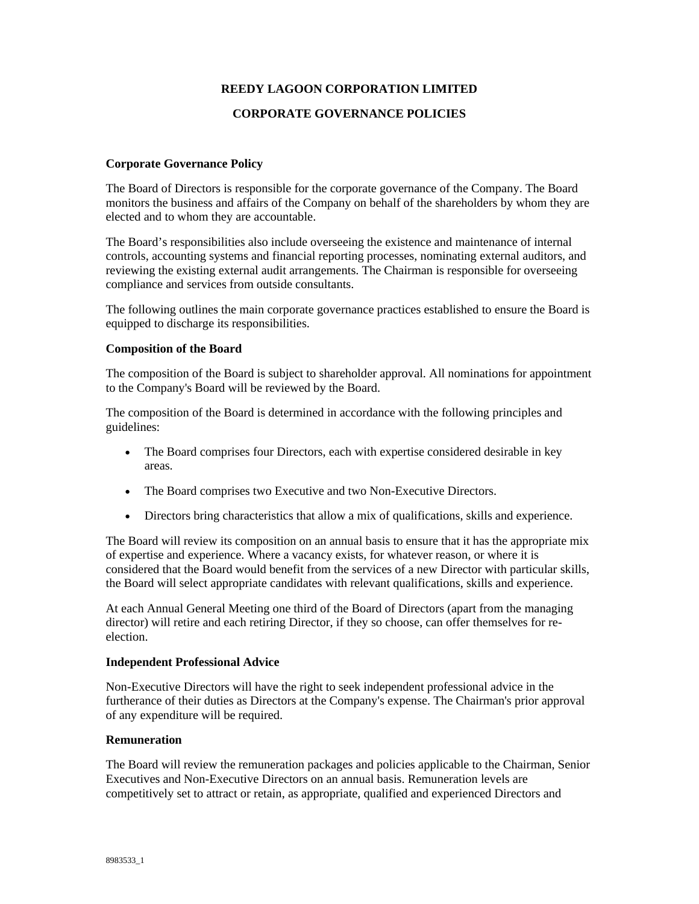# REEDY LAGOON CORPORATION LIMITED

## CORPORATE GOVERNANCE POLICIES

**Corporate Governance Policy**

The Board of Directors is responsible for the corporate governance of the Company. The Board monitors the business and affairs of the Company on behalf of the shareholders by whom they are elected and to whom they are accountable.

The Board's responsibilities also include overseeing the existence and maintenance of internal controls, accounting systems and financial reporting processes, nominating external auditors, and reviewing the existing external audit arrangements. The Chairman is responsible for overseeing compliance and services from outside consultants.

The following outlines the main corporate governance practices established to ensure the Board is equipped to discharge its responsibilities.

**Composition of the Board**

The composition of the Board is subject to shareholder approval. All nominations for appointment to the Company's Board will be reviewed by the Board.

The composition of the Board is determined in accordance with the following principles and guidelines:

- The Board comprises four Directors, each with expertise considered desirable in key areas.
- The Board comprises two Executive and two Non-Executive Directors.
- Directors bring characteristics that allow a mix of qualifications, skills and experience.

The Board will review its composition on an annual basis to ensure that it has the appropriate mix of expertise and experience. Where a vacancy exists, for whatever reason, or where it is considered that the Board would benefit from the services of a new Director with particular skills, the Board will select appropriate candidates with relevant qualifications, skills and experience.

At each Annual General Meeting one third of the Board of Directors (apart from the managing director) will retire and each retiring Director, if they so choose, can offer themselves for re-election.

**Independent Professional Advice**

Non-Executive Directors will have the right to seek independent professional advice in the furtherance of their duties as Directors at the Company's expense. The Chairman's prior approval of any expenditure will be required.

**Remuneration**

The Board will review the remuneration packages and policies applicable to the Chairman, Senior Executives and Non-Executive Directors on an annual basis. Remuneration levels are competitively set to attract or retain, as appropriate, qualified and experienced Directors and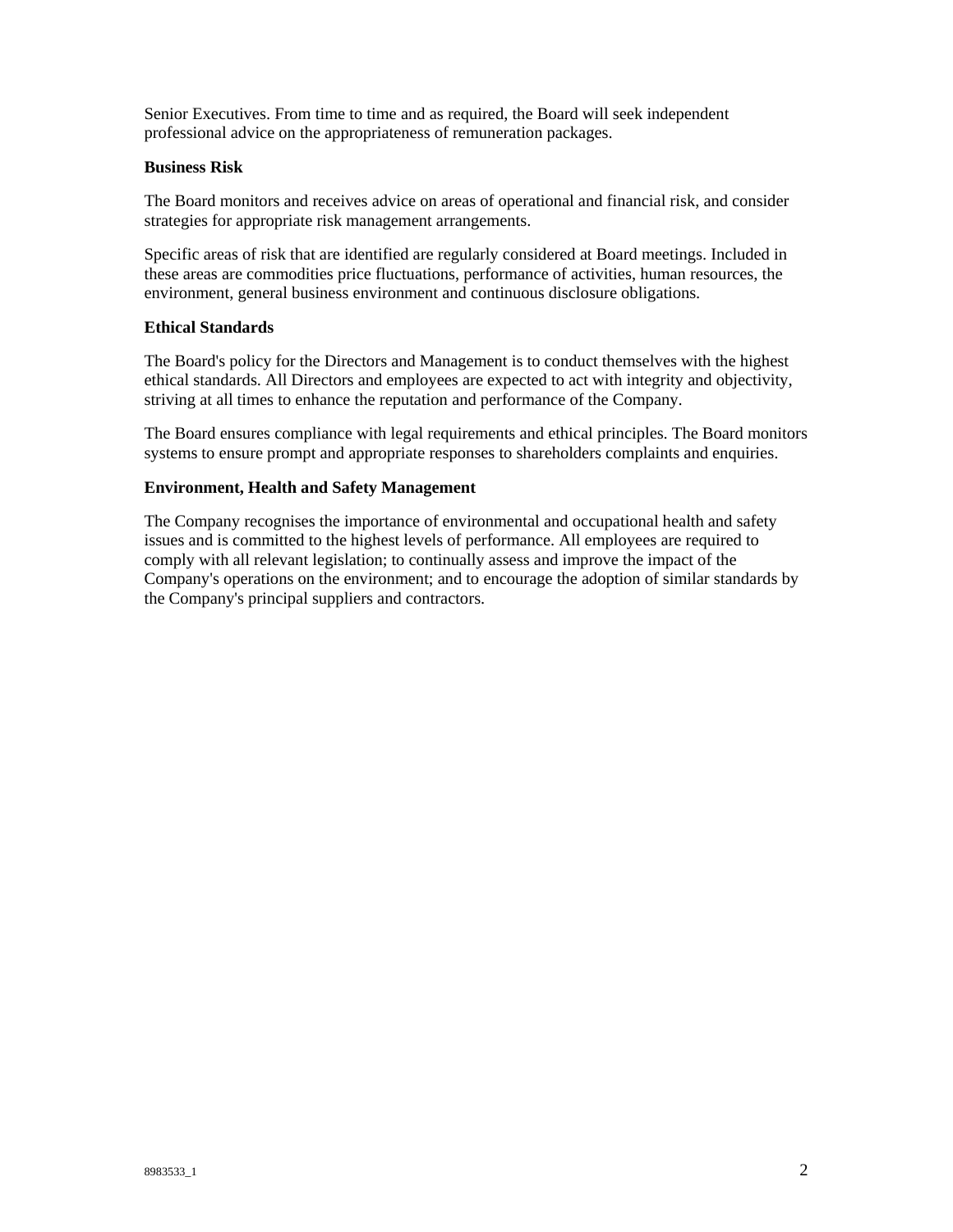Senior Executives. From time to time and as required, the Board will seek independent professional advice on the appropriateness of remuneration packages.

**Business Risk**

The Board monitors and receives advice on areas of operational and financial risk, and consider strategies for appropriate risk management arrangements.

Specific areas of risk that are identified are regularly considered at Board meetings. Included in these areas are commodities price fluctuations, performance of activities, human resources, the environment, general business environment and continuous disclosure obligations.

**Ethical Standards**

The Board's policy for the Directors and Management is to conduct themselves with the highest ethical standards. All Directors and employees are expected to act with integrity and objectivity, striving at all times to enhance the reputation and performance of the Company.

The Board ensures compliance with legal requirements and ethical principles. The Board monitors systems to ensure prompt and appropriate responses to shareholders complaints and enquiries.

**Environment, Health and Safety Management**

The Company recognises the importance of environmental and occupational health and safety issues and is committed to the highest levels of performance. All employees are required to comply with all relevant legislation; to continually assess and improve the impact of the Company's operations on the environment; and to encourage the adoption of similar standards by the Company's principal suppliers and contractors.